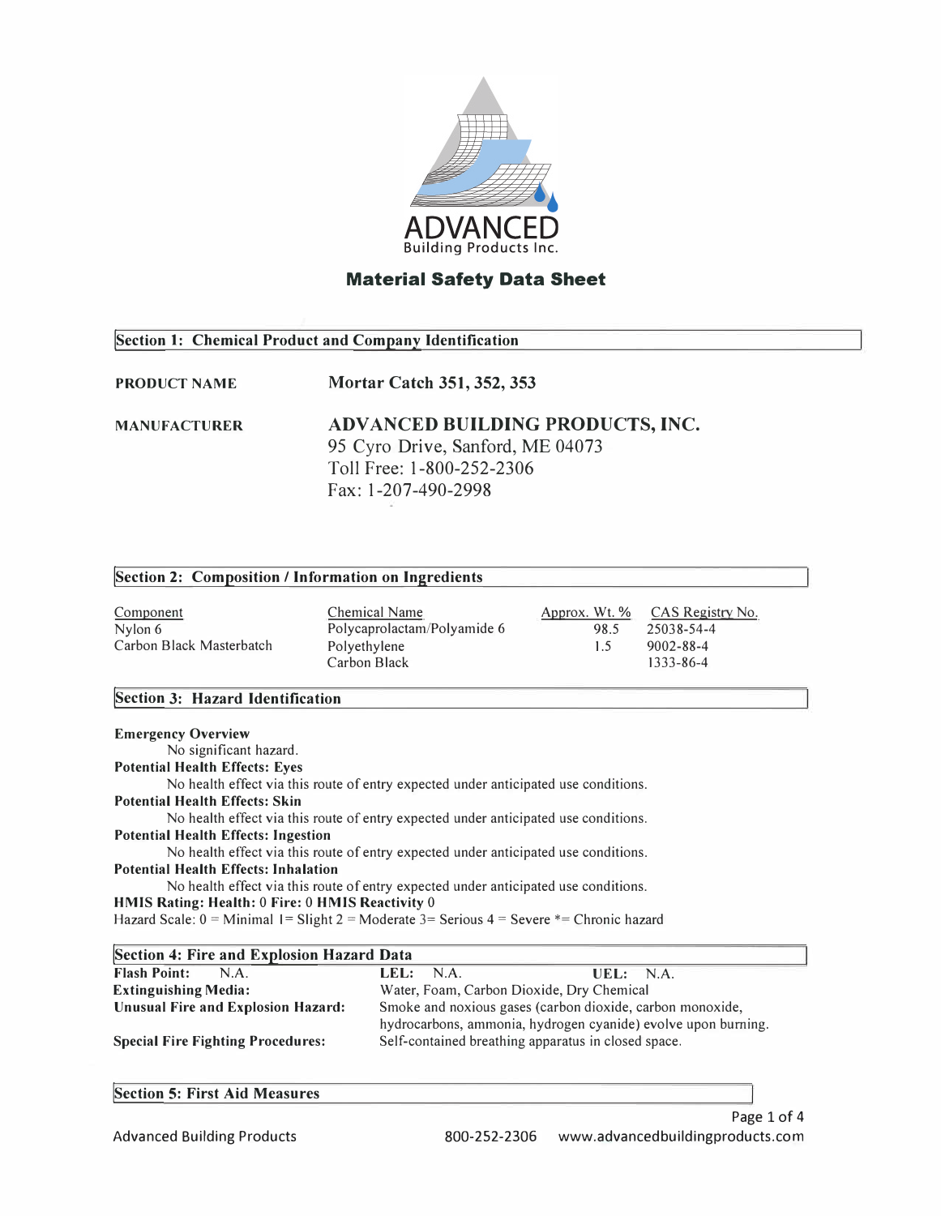ADVANCED
Building Products Inc.

# Material Safety Data Sheet

## Section 1: Chemical Product and Company Identification

**PRODUCT NAME** **Mortar Catch 351, 352, 353**

**MANUFACTURER** **ADVANCED BUILDING PRODUCTS, INC.**
95 Cyro Drive, Sanford, ME 04073
Toll Free: 1-800-252-2306
Fax: 1-207-490-2998

## Section 2: Composition / Information on Ingredients

| Component | Chemical Name | Approx. Wt. % | CAS Registry No. |
|---|---|---|---|
| Nylon 6 | Polycaprolactam/Polyamide 6 | 98.5 | 25038-54-4 |
| Carbon Black Masterbatch | Polyethylene | 1.5 | 9002-88-4 |
| | Carbon Black | | 1333-86-4 |

## Section 3: Hazard Identification

**Emergency Overview**
No significant hazard.

**Potential Health Effects: Eyes**
No health effect via this route of entry expected under anticipated use conditions.

**Potential Health Effects: Skin**
No health effect via this route of entry expected under anticipated use conditions.

**Potential Health Effects: Ingestion**
No health effect via this route of entry expected under anticipated use conditions.

**Potential Health Effects: Inhalation**
No health effect via this route of entry expected under anticipated use conditions.

**HMIS Rating: Health:** 0 **Fire:** 0 **HMIS Reactivity** 0
Hazard Scale: 0 = Minimal 1= Slight 2 = Moderate 3= Serious 4 = Severe *= Chronic hazard

## Section 4: Fire and Explosion Hazard Data

**Flash Point:** N.A. **LEL:** N.A. **UEL:** N.A.

**Extinguishing Media:** Water, Foam, Carbon Dioxide, Dry Chemical

**Unusual Fire and Explosion Hazard:** Smoke and noxious gases (carbon dioxide, carbon monoxide, hydrocarbons, ammonia, hydrogen cyanide) evolve upon burning.

**Special Fire Fighting Procedures:** Self-contained breathing apparatus in closed space.

## Section 5: First Aid Measures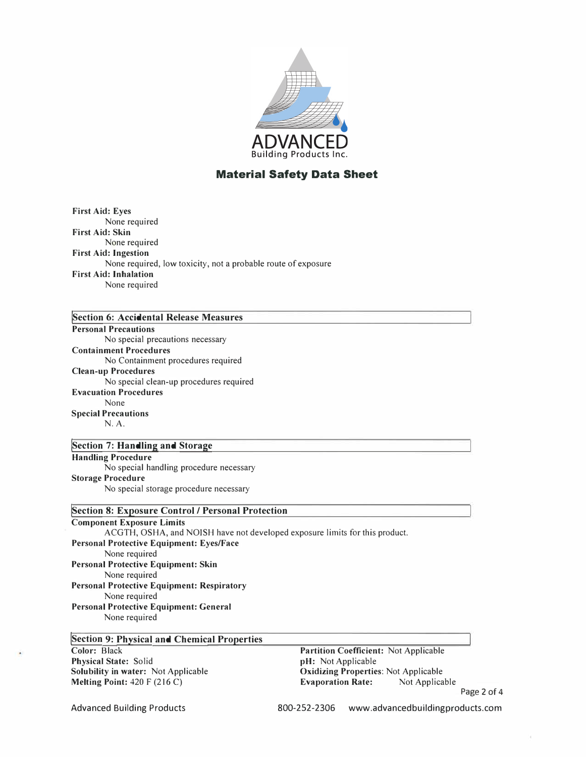# ADVANCED Building Products Inc.

## Material Safety Data Sheet

**First Aid: Eyes**
None required

**First Aid: Skin**
None required

**First Aid: Ingestion**
None required, low toxicity, not a probable route of exposure

**First Aid: Inhalation**
None required

## Section 6: Accidental Release Measures

**Personal Precautions**
No special precautions necessary

**Containment Procedures**
No Containment procedures required

**Clean-up Procedures**
No special clean-up procedures required

**Evacuation Procedures**
None

**Special Precautions**
N. A.

## Section 7: Handling and Storage

**Handling Procedure**
No special handling procedure necessary

**Storage Procedure**
No special storage procedure necessary

## Section 8: Exposure Control / Personal Protection

**Component Exposure Limits**
ACGTH, OSHA, and NOISH have not developed exposure limits for this product.

**Personal Protective Equipment: Eyes/Face**
None required

**Personal Protective Equipment: Skin**
None required

**Personal Protective Equipment: Respiratory**
None required

**Personal Protective Equipment: General**
None required

## Section 9: Physical and Chemical Properties

**Color:** Black
**Physical State:** Solid
**Solubility in water:** Not Applicable
**Melting Point:** 420 F (216 C)

**Partition Coefficient:** Not Applicable
**pH:** Not Applicable
**Oxidizing Properties**: Not Applicable
**Evaporation Rate:** Not Applicable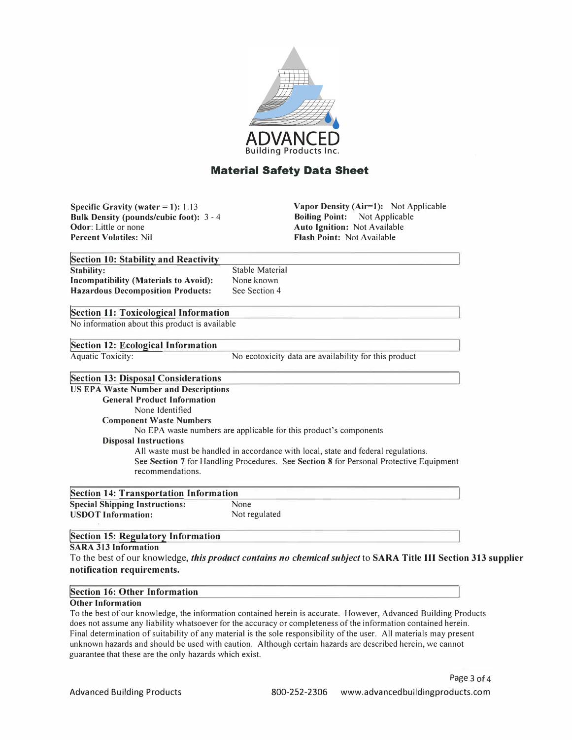ADVANCED
Building Products Inc.

# Material Safety Data Sheet

**Specific Gravity (water = 1):** 1.13
**Bulk Density (pounds/cubic foot):** 3 - 4
**Odor**: Little or none
**Percent Volatiles:** Nil

**Vapor Density (Air=1):** Not Applicable
**Boiling Point:** Not Applicable
**Auto Ignition:** Not Available
**Flash Point:** Not Available

## Section 10: Stability and Reactivity

| | |
|---|---|
| **Stability:** | Stable Material |
| **Incompatibility (Materials to Avoid):** | None known |
| **Hazardous Decomposition Products:** | See Section 4 |

## Section 11: Toxicological Information

No information about this product is available

## Section 12: Ecological Information

| | |
|---|---|
| Aquatic Toxicity: | No ecotoxicity data are availability for this product |

## Section 13: Disposal Considerations

**US EPA Waste Number and Descriptions**

**General Product Information**

None Identified

**Component Waste Numbers**

No EPA waste numbers are applicable for this product's components

**Disposal Instructions**

All waste must be handled in accordance with local, state and federal regulations.
See **Section 7** for Handling Procedures. See **Section 8** for Personal Protective Equipment recommendations.

## Section 14: Transportation Information

| | |
|---|---|
| **Special Shipping Instructions:** | None |
| **USDOT Information:** | Not regulated |

## Section 15: Regulatory Information

**SARA 313 Information**

To the best of our knowledge, ***this product contains no chemical subject*** to **SARA Title III Section 313 supplier notification requirements.**

## Section 16: Other Information

**Other Information**

To the best of our knowledge, the information contained herein is accurate. However, Advanced Building Products does not assume any liability whatsoever for the accuracy or completeness of the information contained herein. Final determination of suitability of any material is the sole responsibility of the user. All materials may present unknown hazards and should be used with caution. Although certain hazards are described herein, we cannot guarantee that these are the only hazards which exist.

Advanced Building Products 800-252-2306 www.advancedbuildingproducts.com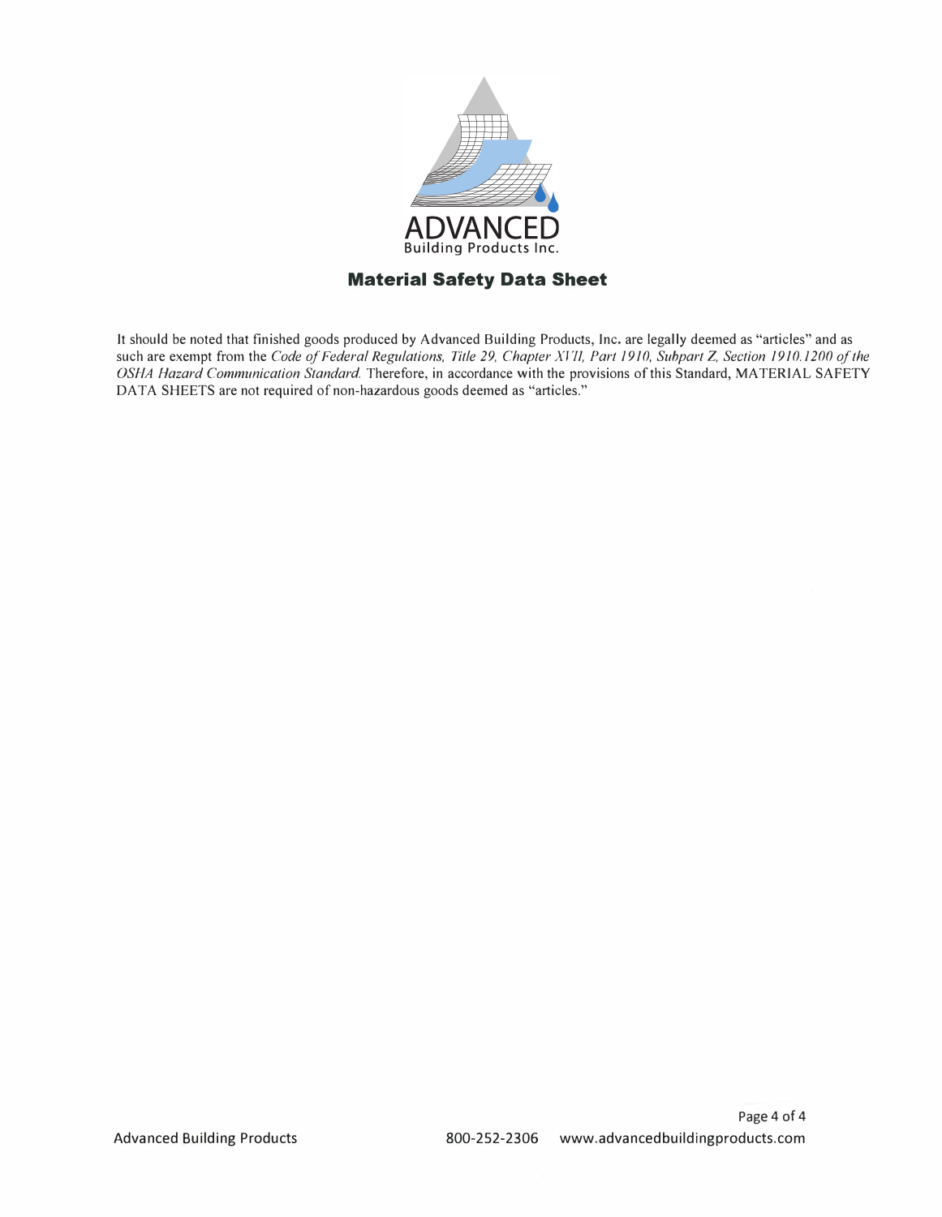ADVANCED
Building Products Inc.

## Material Safety Data Sheet

It should be noted that finished goods produced by Advanced Building Products, Inc. are legally deemed as "articles" and as such are exempt from the *Code of Federal Regulations, Title 29, Chapter XVII, Part 1910, Subpart Z, Section 1910.1200 of the OSHA Hazard Communication Standard.* Therefore, in accordance with the provisions of this Standard, MATERIAL SAFETY DATA SHEETS are not required of non-hazardous goods deemed as "articles."